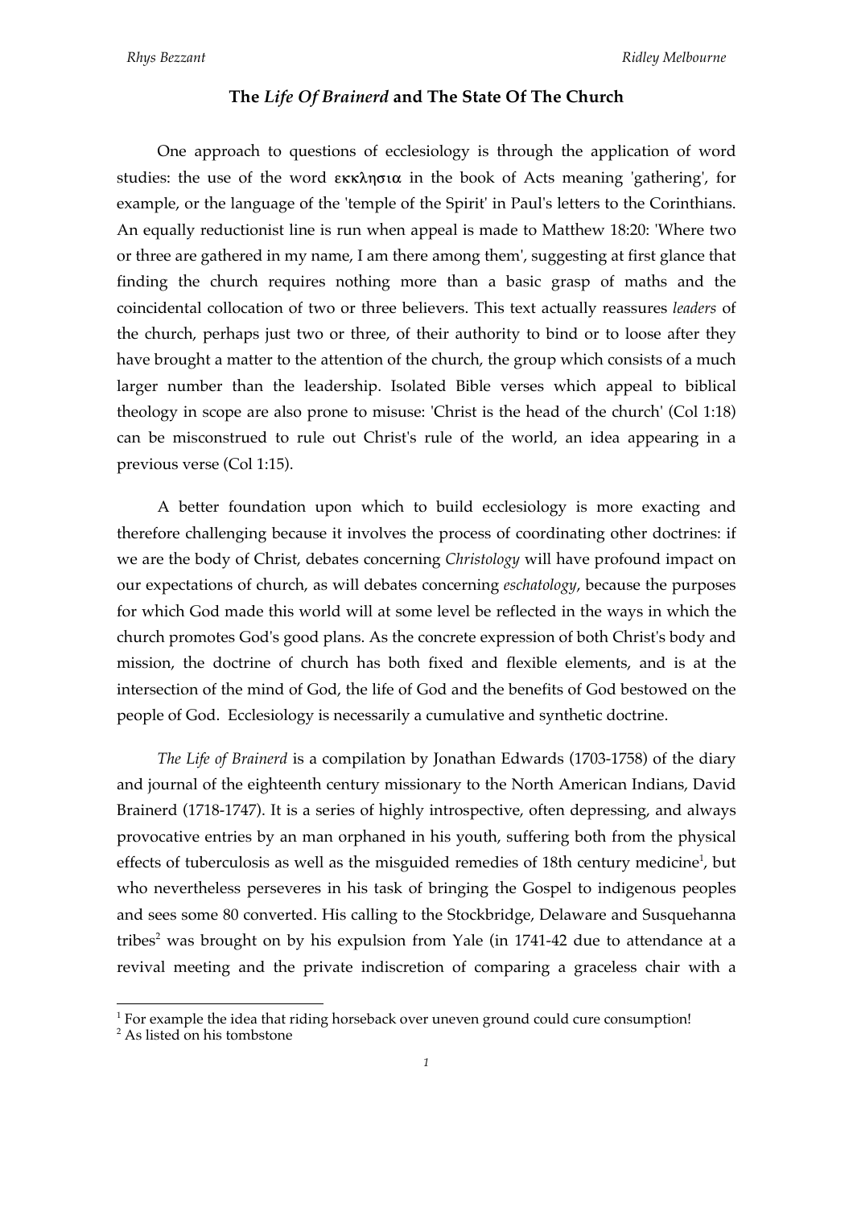# The *Life Of Brainerd* and The State Of The Church

One approach to questions of ecclesiology is through the application of word studies: the use of the word εκκλησια in the book of Acts meaning 'gathering', for example, or the language of the 'temple of the Spirit' in Paul's letters to the Corinthians. An equally reductionist line is run when appeal is made to Matthew 18:20: 'Where two or three are gathered in my name, I am there among them', suggesting at first glance that finding the church requires nothing more than a basic grasp of maths and the coincidental collocation of two or three believers. This text actually reassures *leaders* of the church, perhaps just two or three, of their authority to bind or to loose after they have brought a matter to the attention of the church, the group which consists of a much larger number than the leadership. Isolated Bible verses which appeal to biblical theology in scope are also prone to misuse: 'Christ is the head of the church' (Col 1:18) can be misconstrued to rule out Christ's rule of the world, an idea appearing in a previous verse (Col 1:15).

A better foundation upon which to build ecclesiology is more exacting and therefore challenging because it involves the process of coordinating other doctrines: if we are the body of Christ, debates concerning *Christology* will have profound impact on our expectations of church, as will debates concerning *eschatology*, because the purposes for which God made this world will at some level be reflected in the ways in which the church promotes God's good plans. As the concrete expression of both Christ's body and mission, the doctrine of church has both fixed and flexible elements, and is at the intersection of the mind of God, the life of God and the benefits of God bestowed on the people of God. Ecclesiology is necessarily a cumulative and synthetic doctrine.

*The Life of Brainerd* is a compilation by Jonathan Edwards (1703-1758) of the diary and journal of the eighteenth century missionary to the North American Indians, David Brainerd (1718-1747). It is a series of highly introspective, often depressing, and always provocative entries by an man orphaned in his youth, suffering both from the physical effects of tuberculosis as well as the misguided remedies of 18th century medicine[1], but who nevertheless perseveres in his task of bringing the Gospel to indigenous peoples and sees some 80 converted. His calling to the Stockbridge, Delaware and Susquehanna tribes[2] was brought on by his expulsion from Yale (in 1741-42 due to attendance at a revival meeting and the private indiscretion of comparing a graceless chair with a

---

[1] For example the idea that riding horseback over uneven ground could cure consumption!

[2] As listed on his tombstone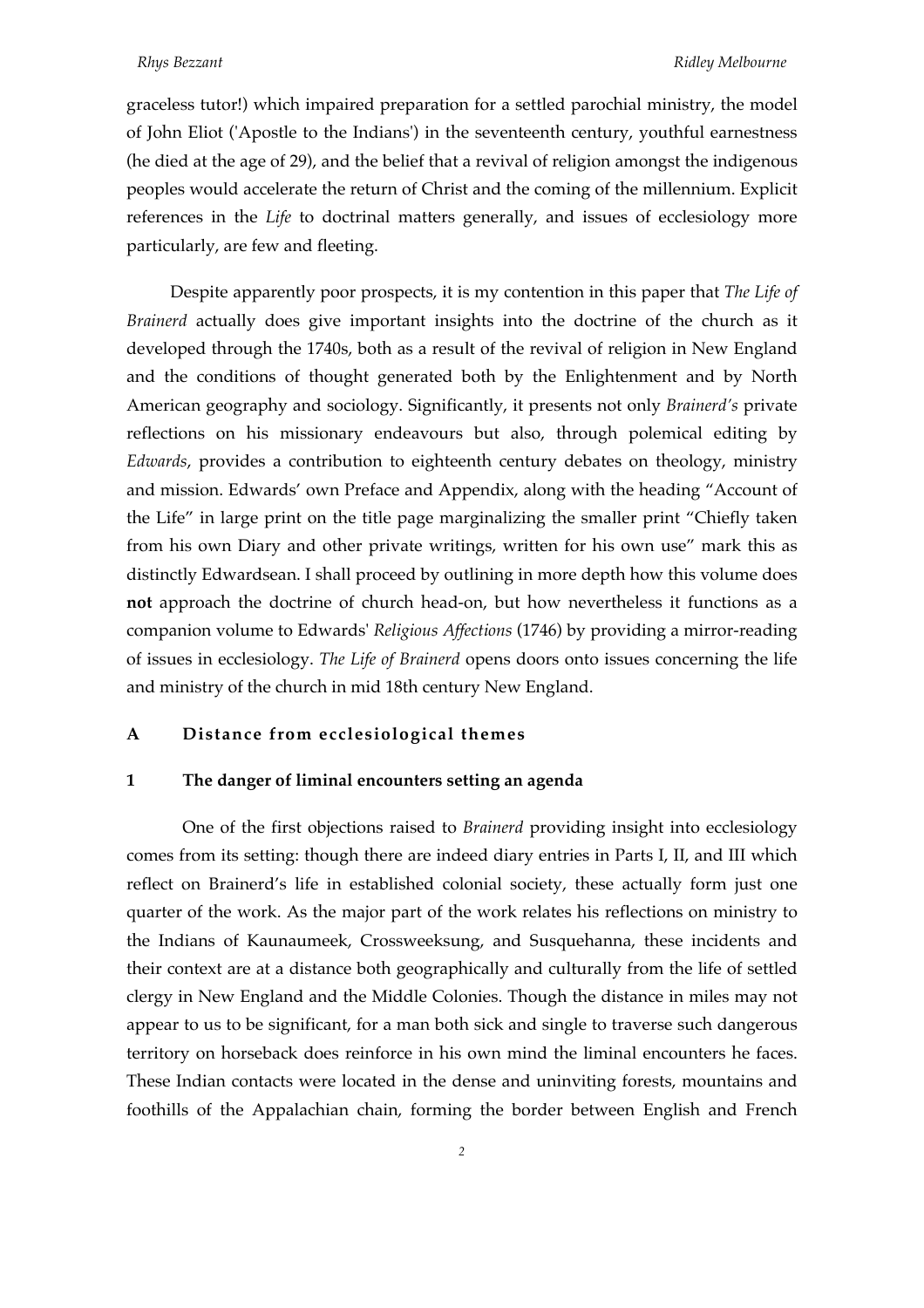graceless tutor!) which impaired preparation for a settled parochial ministry, the model of John Eliot ('Apostle to the Indians') in the seventeenth century, youthful earnestness (he died at the age of 29), and the belief that a revival of religion amongst the indigenous peoples would accelerate the return of Christ and the coming of the millennium. Explicit references in the *Life* to doctrinal matters generally, and issues of ecclesiology more particularly, are few and fleeting.

Despite apparently poor prospects, it is my contention in this paper that *The Life of Brainerd* actually does give important insights into the doctrine of the church as it developed through the 1740s, both as a result of the revival of religion in New England and the conditions of thought generated both by the Enlightenment and by North American geography and sociology. Significantly, it presents not only *Brainerd's* private reflections on his missionary endeavours but also, through polemical editing by *Edwards*, provides a contribution to eighteenth century debates on theology, ministry and mission. Edwards' own Preface and Appendix, along with the heading "Account of the Life" in large print on the title page marginalizing the smaller print "Chiefly taken from his own Diary and other private writings, written for his own use" mark this as distinctly Edwardsean. I shall proceed by outlining in more depth how this volume does **not** approach the doctrine of church head-on, but how nevertheless it functions as a companion volume to Edwards' *Religious Affections* (1746) by providing a mirror-reading of issues in ecclesiology. *The Life of Brainerd* opens doors onto issues concerning the life and ministry of the church in mid 18th century New England.

## A Distance from ecclesiological themes

### 1 The danger of liminal encounters setting an agenda

One of the first objections raised to *Brainerd* providing insight into ecclesiology comes from its setting: though there are indeed diary entries in Parts I, II, and III which reflect on Brainerd's life in established colonial society, these actually form just one quarter of the work. As the major part of the work relates his reflections on ministry to the Indians of Kaunaumeek, Crossweeksung, and Susquehanna, these incidents and their context are at a distance both geographically and culturally from the life of settled clergy in New England and the Middle Colonies. Though the distance in miles may not appear to us to be significant, for a man both sick and single to traverse such dangerous territory on horseback does reinforce in his own mind the liminal encounters he faces. These Indian contacts were located in the dense and uninviting forests, mountains and foothills of the Appalachian chain, forming the border between English and French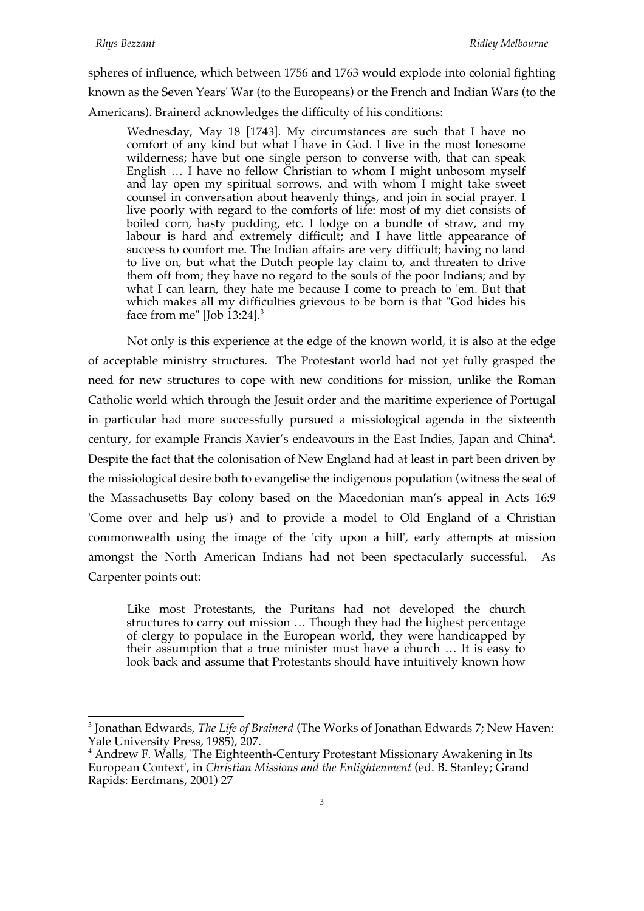spheres of influence, which between 1756 and 1763 would explode into colonial fighting known as the Seven Years' War (to the Europeans) or the French and Indian Wars (to the Americans). Brainerd acknowledges the difficulty of his conditions:

> Wednesday, May 18 [1743]. My circumstances are such that I have no comfort of any kind but what I have in God. I live in the most lonesome wilderness; have but one single person to converse with, that can speak English … I have no fellow Christian to whom I might unbosom myself and lay open my spiritual sorrows, and with whom I might take sweet counsel in conversation about heavenly things, and join in social prayer. I live poorly with regard to the comforts of life: most of my diet consists of boiled corn, hasty pudding, etc. I lodge on a bundle of straw, and my labour is hard and extremely difficult; and I have little appearance of success to comfort me. The Indian affairs are very difficult; having no land to live on, but what the Dutch people lay claim to, and threaten to drive them off from; they have no regard to the souls of the poor Indians; and by what I can learn, they hate me because I come to preach to 'em. But that which makes all my difficulties grievous to be born is that "God hides his face from me" [Job 13:24].[3]

Not only is this experience at the edge of the known world, it is also at the edge of acceptable ministry structures. The Protestant world had not yet fully grasped the need for new structures to cope with new conditions for mission, unlike the Roman Catholic world which through the Jesuit order and the maritime experience of Portugal in particular had more successfully pursued a missiological agenda in the sixteenth century, for example Francis Xavier's endeavours in the East Indies, Japan and China[4]. Despite the fact that the colonisation of New England had at least in part been driven by the missiological desire both to evangelise the indigenous population (witness the seal of the Massachusetts Bay colony based on the Macedonian man's appeal in Acts 16:9 'Come over and help us') and to provide a model to Old England of a Christian commonwealth using the image of the 'city upon a hill', early attempts at mission amongst the North American Indians had not been spectacularly successful. As Carpenter points out:

> Like most Protestants, the Puritans had not developed the church structures to carry out mission … Though they had the highest percentage of clergy to populace in the European world, they were handicapped by their assumption that a true minister must have a church … It is easy to look back and assume that Protestants should have intuitively known how

---

[3] Jonathan Edwards, *The Life of Brainerd* (The Works of Jonathan Edwards 7; New Haven: Yale University Press, 1985), 207.

[4] Andrew F. Walls, 'The Eighteenth-Century Protestant Missionary Awakening in Its European Context', in *Christian Missions and the Enlightenment* (ed. B. Stanley; Grand Rapids: Eerdmans, 2001) 27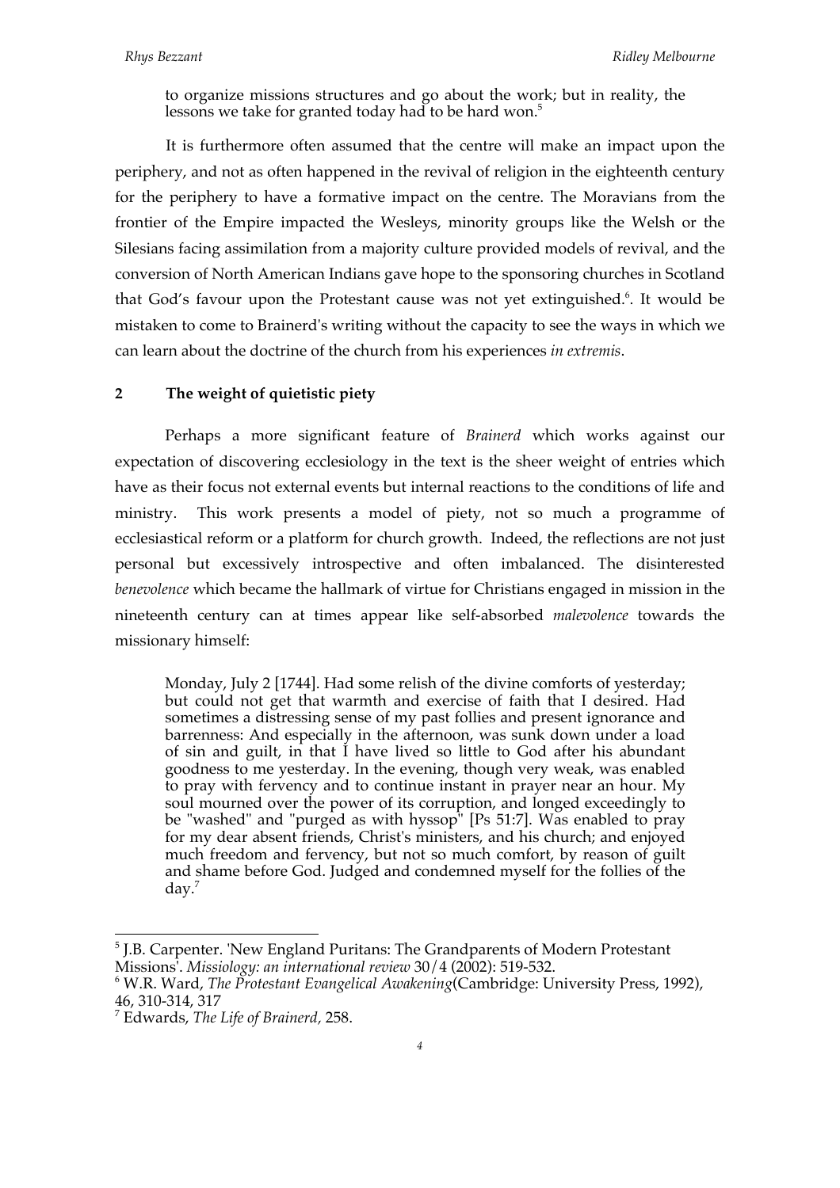> to organize missions structures and go about the work; but in reality, the lessons we take for granted today had to be hard won.[5]

It is furthermore often assumed that the centre will make an impact upon the periphery, and not as often happened in the revival of religion in the eighteenth century for the periphery to have a formative impact on the centre. The Moravians from the frontier of the Empire impacted the Wesleys, minority groups like the Welsh or the Silesians facing assimilation from a majority culture provided models of revival, and the conversion of North American Indians gave hope to the sponsoring churches in Scotland that God's favour upon the Protestant cause was not yet extinguished.[6]. It would be mistaken to come to Brainerd's writing without the capacity to see the ways in which we can learn about the doctrine of the church from his experiences *in extremis*.

## 2 The weight of quietistic piety

Perhaps a more significant feature of *Brainerd* which works against our expectation of discovering ecclesiology in the text is the sheer weight of entries which have as their focus not external events but internal reactions to the conditions of life and ministry. This work presents a model of piety, not so much a programme of ecclesiastical reform or a platform for church growth. Indeed, the reflections are not just personal but excessively introspective and often imbalanced. The disinterested *benevolence* which became the hallmark of virtue for Christians engaged in mission in the nineteenth century can at times appear like self-absorbed *malevolence* towards the missionary himself:

> Monday, July 2 [1744]. Had some relish of the divine comforts of yesterday; but could not get that warmth and exercise of faith that I desired. Had sometimes a distressing sense of my past follies and present ignorance and barrenness: And especially in the afternoon, was sunk down under a load of sin and guilt, in that I have lived so little to God after his abundant goodness to me yesterday. In the evening, though very weak, was enabled to pray with fervency and to continue instant in prayer near an hour. My soul mourned over the power of its corruption, and longed exceedingly to be "washed" and "purged as with hyssop" [Ps 51:7]. Was enabled to pray for my dear absent friends, Christ's ministers, and his church; and enjoyed much freedom and fervency, but not so much comfort, by reason of guilt and shame before God. Judged and condemned myself for the follies of the day.[7]

---

[5] J.B. Carpenter. 'New England Puritans: The Grandparents of Modern Protestant Missions'. *Missiology: an international review* 30/4 (2002): 519-532.

[6] W.R. Ward, *The Protestant Evangelical Awakening*(Cambridge: University Press, 1992), 46, 310-314, 317

[7] Edwards, *The Life of Brainerd*, 258.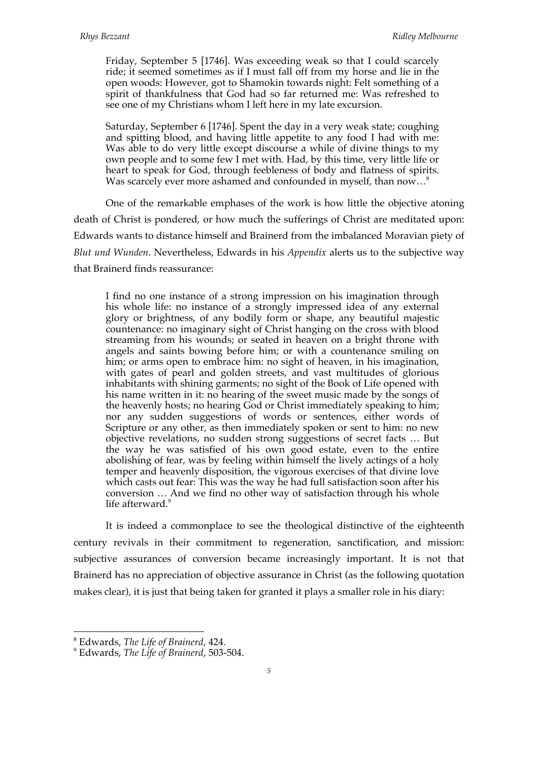> Friday, September 5 [1746]. Was exceeding weak so that I could scarcely ride; it seemed sometimes as if I must fall off from my horse and lie in the open woods: However, got to Shamokin towards night: Felt something of a spirit of thankfulness that God had so far returned me: Was refreshed to see one of my Christians whom I left here in my late excursion.
>
> Saturday, September 6 [1746]. Spent the day in a very weak state; coughing and spitting blood, and having little appetite to any food I had with me: Was able to do very little except discourse a while of divine things to my own people and to some few I met with. Had, by this time, very little life or heart to speak for God, through feebleness of body and flatness of spirits. Was scarcely ever more ashamed and confounded in myself, than now…[8]

One of the remarkable emphases of the work is how little the objective atoning death of Christ is pondered, or how much the sufferings of Christ are meditated upon: Edwards wants to distance himself and Brainerd from the imbalanced Moravian piety of *Blut und Wunden*. Nevertheless, Edwards in his *Appendix* alerts us to the subjective way that Brainerd finds reassurance:

> I find no one instance of a strong impression on his imagination through his whole life: no instance of a strongly impressed idea of any external glory or brightness, of any bodily form or shape, any beautiful majestic countenance: no imaginary sight of Christ hanging on the cross with blood streaming from his wounds; or seated in heaven on a bright throne with angels and saints bowing before him; or with a countenance smiling on him; or arms open to embrace him: no sight of heaven, in his imagination, with gates of pearl and golden streets, and vast multitudes of glorious inhabitants with shining garments; no sight of the Book of Life opened with his name written in it: no hearing of the sweet music made by the songs of the heavenly hosts; no hearing God or Christ immediately speaking to him; nor any sudden suggestions of words or sentences, either words of Scripture or any other, as then immediately spoken or sent to him: no new objective revelations, no sudden strong suggestions of secret facts … But the way he was satisfied of his own good estate, even to the entire abolishing of fear, was by feeling within himself the lively actings of a holy temper and heavenly disposition, the vigorous exercises of that divine love which casts out fear: This was the way he had full satisfaction soon after his conversion … And we find no other way of satisfaction through his whole life afterward.[9]

It is indeed a commonplace to see the theological distinctive of the eighteenth century revivals in their commitment to regeneration, sanctification, and mission: subjective assurances of conversion became increasingly important. It is not that Brainerd has no appreciation of objective assurance in Christ (as the following quotation makes clear), it is just that being taken for granted it plays a smaller role in his diary:

---

[8] Edwards, *The Life of Brainerd*, 424.

[9] Edwards, *The Life of Brainerd*, 503-504.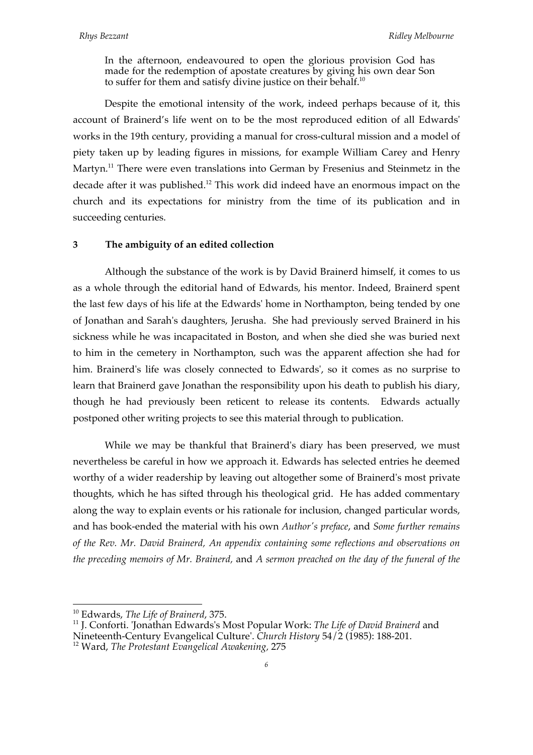> In the afternoon, endeavoured to open the glorious provision God has made for the redemption of apostate creatures by giving his own dear Son to suffer for them and satisfy divine justice on their behalf.[10]

Despite the emotional intensity of the work, indeed perhaps because of it, this account of Brainerd's life went on to be the most reproduced edition of all Edwards' works in the 19th century, providing a manual for cross-cultural mission and a model of piety taken up by leading figures in missions, for example William Carey and Henry Martyn.[11] There were even translations into German by Fresenius and Steinmetz in the decade after it was published.[12] This work did indeed have an enormous impact on the church and its expectations for ministry from the time of its publication and in succeeding centuries.

## 3 The ambiguity of an edited collection

Although the substance of the work is by David Brainerd himself, it comes to us as a whole through the editorial hand of Edwards, his mentor. Indeed, Brainerd spent the last few days of his life at the Edwards' home in Northampton, being tended by one of Jonathan and Sarah's daughters, Jerusha. She had previously served Brainerd in his sickness while he was incapacitated in Boston, and when she died she was buried next to him in the cemetery in Northampton, such was the apparent affection she had for him. Brainerd's life was closely connected to Edwards', so it comes as no surprise to learn that Brainerd gave Jonathan the responsibility upon his death to publish his diary, though he had previously been reticent to release its contents. Edwards actually postponed other writing projects to see this material through to publication.

While we may be thankful that Brainerd's diary has been preserved, we must nevertheless be careful in how we approach it. Edwards has selected entries he deemed worthy of a wider readership by leaving out altogether some of Brainerd's most private thoughts, which he has sifted through his theological grid. He has added commentary along the way to explain events or his rationale for inclusion, changed particular words, and has book-ended the material with his own *Author's preface*, and *Some further remains of the Rev. Mr. David Brainerd, An appendix containing some reflections and observations on the preceding memoirs of Mr. Brainerd*, and *A sermon preached on the day of the funeral of the*

---

[10] Edwards, *The Life of Brainerd*, 375.

[11] J. Conforti. 'Jonathan Edwards's Most Popular Work: *The Life of David Brainerd* and Nineteenth-Century Evangelical Culture'. *Church History* 54/2 (1985): 188-201.

[12] Ward, *The Protestant Evangelical Awakening*, 275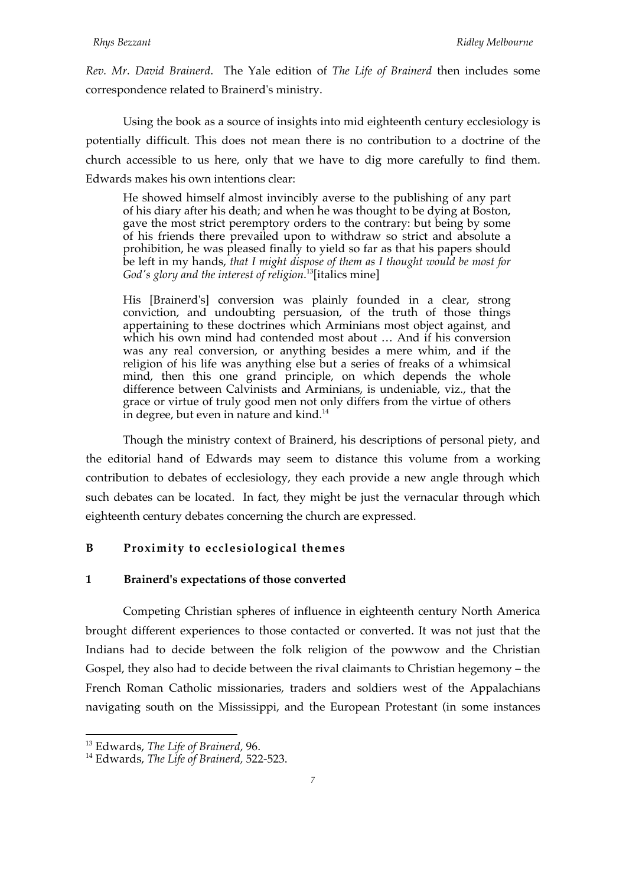*Rev. Mr. David Brainerd*. The Yale edition of *The Life of Brainerd* then includes some correspondence related to Brainerd's ministry.

Using the book as a source of insights into mid eighteenth century ecclesiology is potentially difficult. This does not mean there is no contribution to a doctrine of the church accessible to us here, only that we have to dig more carefully to find them. Edwards makes his own intentions clear:

> He showed himself almost invincibly averse to the publishing of any part of his diary after his death; and when he was thought to be dying at Boston, gave the most strict peremptory orders to the contrary: but being by some of his friends there prevailed upon to withdraw so strict and absolute a prohibition, he was pleased finally to yield so far as that his papers should be left in my hands, *that I might dispose of them as I thought would be most for God's glory and the interest of religion*.[13][italics mine]

> His [Brainerd's] conversion was plainly founded in a clear, strong conviction, and undoubting persuasion, of the truth of those things appertaining to these doctrines which Arminians most object against, and which his own mind had contended most about … And if his conversion was any real conversion, or anything besides a mere whim, and if the religion of his life was anything else but a series of freaks of a whimsical mind, then this one grand principle, on which depends the whole difference between Calvinists and Arminians, is undeniable, viz., that the grace or virtue of truly good men not only differs from the virtue of others in degree, but even in nature and kind.[14]

Though the ministry context of Brainerd, his descriptions of personal piety, and the editorial hand of Edwards may seem to distance this volume from a working contribution to debates of ecclesiology, they each provide a new angle through which such debates can be located. In fact, they might be just the vernacular through which eighteenth century debates concerning the church are expressed.

## B Proximity to ecclesiological themes

### 1 Brainerd's expectations of those converted

Competing Christian spheres of influence in eighteenth century North America brought different experiences to those contacted or converted. It was not just that the Indians had to decide between the folk religion of the powwow and the Christian Gospel, they also had to decide between the rival claimants to Christian hegemony – the French Roman Catholic missionaries, traders and soldiers west of the Appalachians navigating south on the Mississippi, and the European Protestant (in some instances

---

[13] Edwards, *The Life of Brainerd,* 96.

[14] Edwards, *The Life of Brainerd,* 522-523.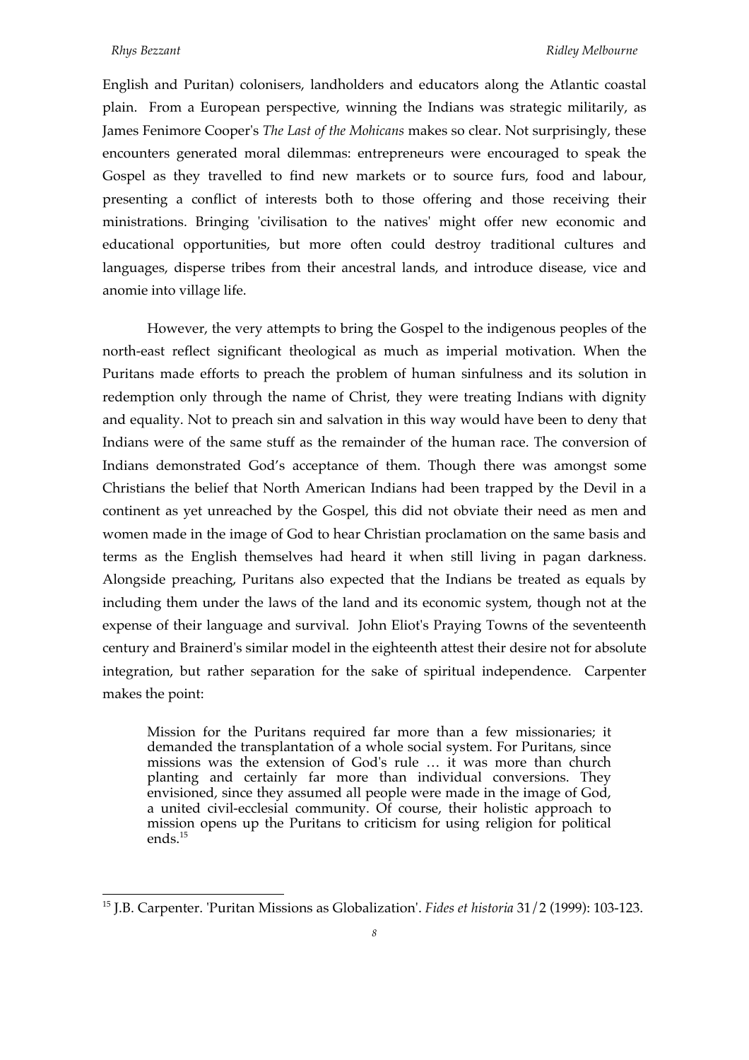English and Puritan) colonisers, landholders and educators along the Atlantic coastal plain. From a European perspective, winning the Indians was strategic militarily, as James Fenimore Cooper's *The Last of the Mohicans* makes so clear. Not surprisingly, these encounters generated moral dilemmas: entrepreneurs were encouraged to speak the Gospel as they travelled to find new markets or to source furs, food and labour, presenting a conflict of interests both to those offering and those receiving their ministrations. Bringing 'civilisation to the natives' might offer new economic and educational opportunities, but more often could destroy traditional cultures and languages, disperse tribes from their ancestral lands, and introduce disease, vice and anomie into village life.

However, the very attempts to bring the Gospel to the indigenous peoples of the north-east reflect significant theological as much as imperial motivation. When the Puritans made efforts to preach the problem of human sinfulness and its solution in redemption only through the name of Christ, they were treating Indians with dignity and equality. Not to preach sin and salvation in this way would have been to deny that Indians were of the same stuff as the remainder of the human race. The conversion of Indians demonstrated God's acceptance of them. Though there was amongst some Christians the belief that North American Indians had been trapped by the Devil in a continent as yet unreached by the Gospel, this did not obviate their need as men and women made in the image of God to hear Christian proclamation on the same basis and terms as the English themselves had heard it when still living in pagan darkness. Alongside preaching, Puritans also expected that the Indians be treated as equals by including them under the laws of the land and its economic system, though not at the expense of their language and survival. John Eliot's Praying Towns of the seventeenth century and Brainerd's similar model in the eighteenth attest their desire not for absolute integration, but rather separation for the sake of spiritual independence. Carpenter makes the point:

> Mission for the Puritans required far more than a few missionaries; it demanded the transplantation of a whole social system. For Puritans, since missions was the extension of God's rule … it was more than church planting and certainly far more than individual conversions. They envisioned, since they assumed all people were made in the image of God, a united civil-ecclesial community. Of course, their holistic approach to mission opens up the Puritans to criticism for using religion for political ends.[15]

---

[15] J.B. Carpenter. 'Puritan Missions as Globalization'. *Fides et historia* 31/2 (1999): 103-123.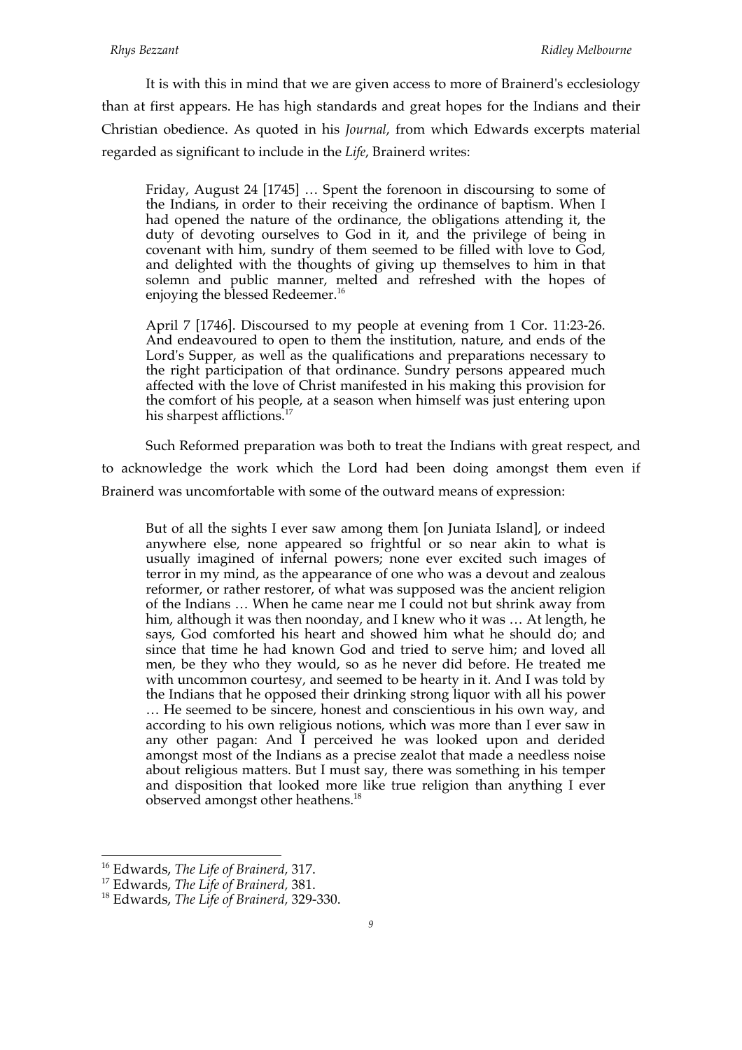It is with this in mind that we are given access to more of Brainerd's ecclesiology than at first appears. He has high standards and great hopes for the Indians and their Christian obedience. As quoted in his *Journal*, from which Edwards excerpts material regarded as significant to include in the *Life*, Brainerd writes:

> Friday, August 24 [1745] … Spent the forenoon in discoursing to some of the Indians, in order to their receiving the ordinance of baptism. When I had opened the nature of the ordinance, the obligations attending it, the duty of devoting ourselves to God in it, and the privilege of being in covenant with him, sundry of them seemed to be filled with love to God, and delighted with the thoughts of giving up themselves to him in that solemn and public manner, melted and refreshed with the hopes of enjoying the blessed Redeemer.[16]
>
> April 7 [1746]. Discoursed to my people at evening from 1 Cor. 11:23-26. And endeavoured to open to them the institution, nature, and ends of the Lord's Supper, as well as the qualifications and preparations necessary to the right participation of that ordinance. Sundry persons appeared much affected with the love of Christ manifested in his making this provision for the comfort of his people, at a season when himself was just entering upon his sharpest afflictions.[17]

Such Reformed preparation was both to treat the Indians with great respect, and to acknowledge the work which the Lord had been doing amongst them even if Brainerd was uncomfortable with some of the outward means of expression:

> But of all the sights I ever saw among them [on Juniata Island], or indeed anywhere else, none appeared so frightful or so near akin to what is usually imagined of infernal powers; none ever excited such images of terror in my mind, as the appearance of one who was a devout and zealous reformer, or rather restorer, of what was supposed was the ancient religion of the Indians … When he came near me I could not but shrink away from him, although it was then noonday, and I knew who it was … At length, he says, God comforted his heart and showed him what he should do; and since that time he had known God and tried to serve him; and loved all men, be they who they would, so as he never did before. He treated me with uncommon courtesy, and seemed to be hearty in it. And I was told by the Indians that he opposed their drinking strong liquor with all his power … He seemed to be sincere, honest and conscientious in his own way, and according to his own religious notions, which was more than I ever saw in any other pagan: And I perceived he was looked upon and derided amongst most of the Indians as a precise zealot that made a needless noise about religious matters. But I must say, there was something in his temper and disposition that looked more like true religion than anything I ever observed amongst other heathens.[18]

---

[16] Edwards, *The Life of Brainerd,* 317.

[17] Edwards, *The Life of Brainerd,* 381.

[18] Edwards, *The Life of Brainerd,* 329-330.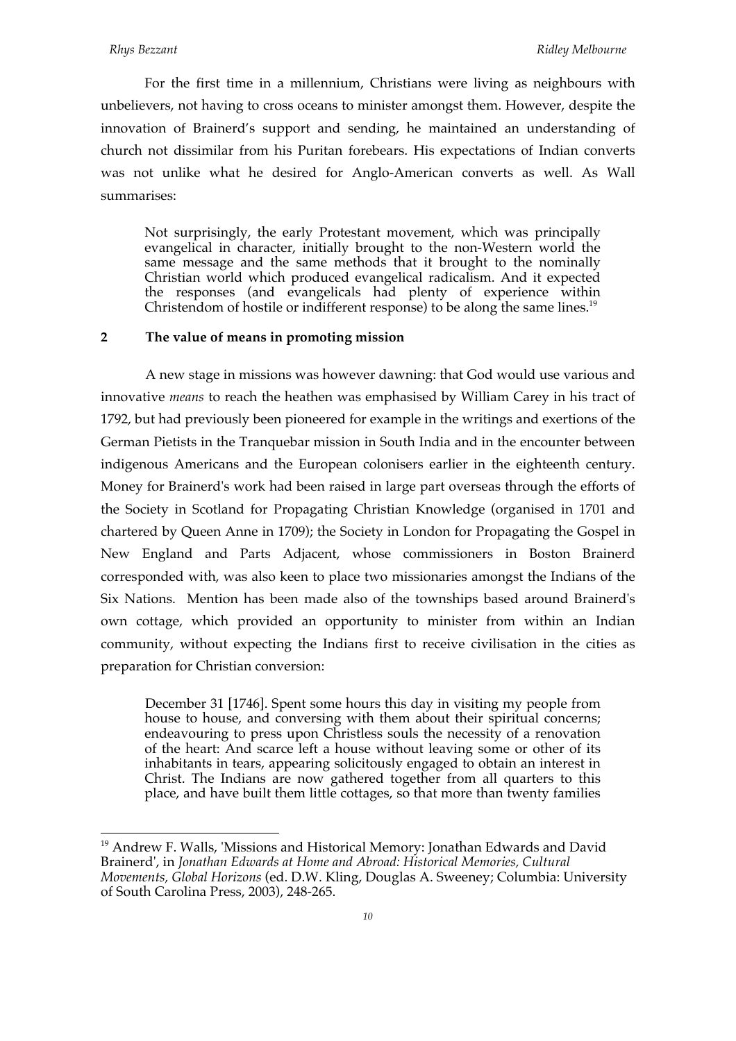For the first time in a millennium, Christians were living as neighbours with unbelievers, not having to cross oceans to minister amongst them. However, despite the innovation of Brainerd's support and sending, he maintained an understanding of church not dissimilar from his Puritan forebears. His expectations of Indian converts was not unlike what he desired for Anglo-American converts as well. As Wall summarises:

> Not surprisingly, the early Protestant movement, which was principally evangelical in character, initially brought to the non-Western world the same message and the same methods that it brought to the nominally Christian world which produced evangelical radicalism. And it expected the responses (and evangelicals had plenty of experience within Christendom of hostile or indifferent response) to be along the same lines.[19]

## 2 The value of means in promoting mission

A new stage in missions was however dawning: that God would use various and innovative *means* to reach the heathen was emphasised by William Carey in his tract of 1792, but had previously been pioneered for example in the writings and exertions of the German Pietists in the Tranquebar mission in South India and in the encounter between indigenous Americans and the European colonisers earlier in the eighteenth century. Money for Brainerd's work had been raised in large part overseas through the efforts of the Society in Scotland for Propagating Christian Knowledge (organised in 1701 and chartered by Queen Anne in 1709); the Society in London for Propagating the Gospel in New England and Parts Adjacent, whose commissioners in Boston Brainerd corresponded with, was also keen to place two missionaries amongst the Indians of the Six Nations. Mention has been made also of the townships based around Brainerd's own cottage, which provided an opportunity to minister from within an Indian community, without expecting the Indians first to receive civilisation in the cities as preparation for Christian conversion:

> December 31 [1746]. Spent some hours this day in visiting my people from house to house, and conversing with them about their spiritual concerns; endeavouring to press upon Christless souls the necessity of a renovation of the heart: And scarce left a house without leaving some or other of its inhabitants in tears, appearing solicitously engaged to obtain an interest in Christ. The Indians are now gathered together from all quarters to this place, and have built them little cottages, so that more than twenty families

---

[19] Andrew F. Walls, 'Missions and Historical Memory: Jonathan Edwards and David Brainerd', in *Jonathan Edwards at Home and Abroad: Historical Memories, Cultural Movements, Global Horizons* (ed. D.W. Kling, Douglas A. Sweeney; Columbia: University of South Carolina Press, 2003), 248-265.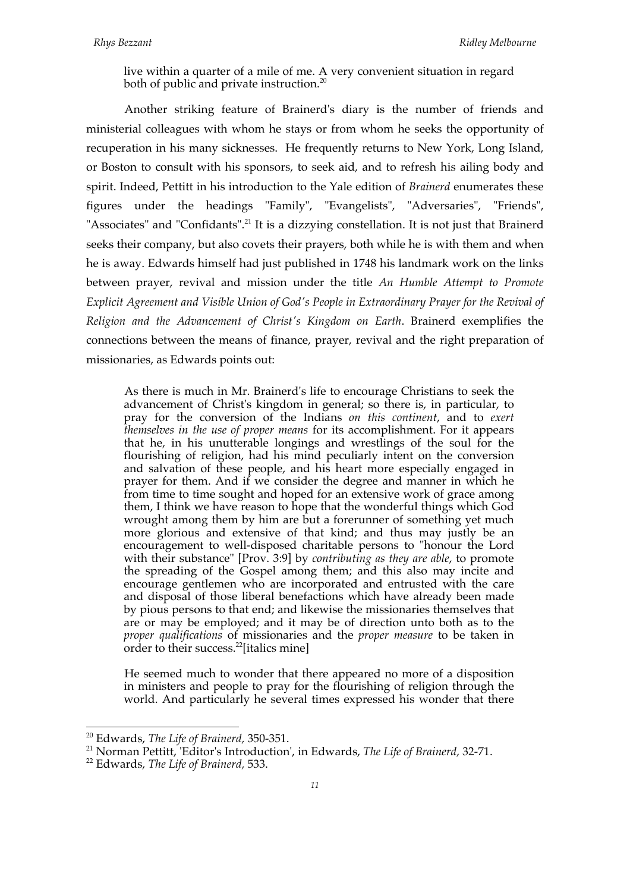> live within a quarter of a mile of me. A very convenient situation in regard both of public and private instruction.[20]

Another striking feature of Brainerd's diary is the number of friends and ministerial colleagues with whom he stays or from whom he seeks the opportunity of recuperation in his many sicknesses. He frequently returns to New York, Long Island, or Boston to consult with his sponsors, to seek aid, and to refresh his ailing body and spirit. Indeed, Pettitt in his introduction to the Yale edition of *Brainerd* enumerates these figures under the headings "Family", "Evangelists", "Adversaries", "Friends", "Associates" and "Confidants".[21] It is a dizzying constellation. It is not just that Brainerd seeks their company, but also covets their prayers, both while he is with them and when he is away. Edwards himself had just published in 1748 his landmark work on the links between prayer, revival and mission under the title *An Humble Attempt to Promote Explicit Agreement and Visible Union of God's People in Extraordinary Prayer for the Revival of Religion and the Advancement of Christ's Kingdom on Earth*. Brainerd exemplifies the connections between the means of finance, prayer, revival and the right preparation of missionaries, as Edwards points out:

> As there is much in Mr. Brainerd's life to encourage Christians to seek the advancement of Christ's kingdom in general; so there is, in particular, to pray for the conversion of the Indians *on this continent*, and to *exert themselves in the use of proper means* for its accomplishment. For it appears that he, in his unutterable longings and wrestlings of the soul for the flourishing of religion, had his mind peculiarly intent on the conversion and salvation of these people, and his heart more especially engaged in prayer for them. And if we consider the degree and manner in which he from time to time sought and hoped for an extensive work of grace among them, I think we have reason to hope that the wonderful things which God wrought among them by him are but a forerunner of something yet much more glorious and extensive of that kind; and thus may justly be an encouragement to well-disposed charitable persons to "honour the Lord with their substance" [Prov. 3:9] by *contributing as they are able*, to promote the spreading of the Gospel among them; and this also may incite and encourage gentlemen who are incorporated and entrusted with the care and disposal of those liberal benefactions which have already been made by pious persons to that end; and likewise the missionaries themselves that are or may be employed; and it may be of direction unto both as to the *proper qualifications* of missionaries and the *proper measure* to be taken in order to their success.[22][italics mine]
>
> He seemed much to wonder that there appeared no more of a disposition in ministers and people to pray for the flourishing of religion through the world. And particularly he several times expressed his wonder that there

---

[20] Edwards, *The Life of Brainerd*, 350-351.

[21] Norman Pettitt, 'Editor's Introduction', in Edwards, *The Life of Brainerd*, 32-71.

[22] Edwards, *The Life of Brainerd*, 533.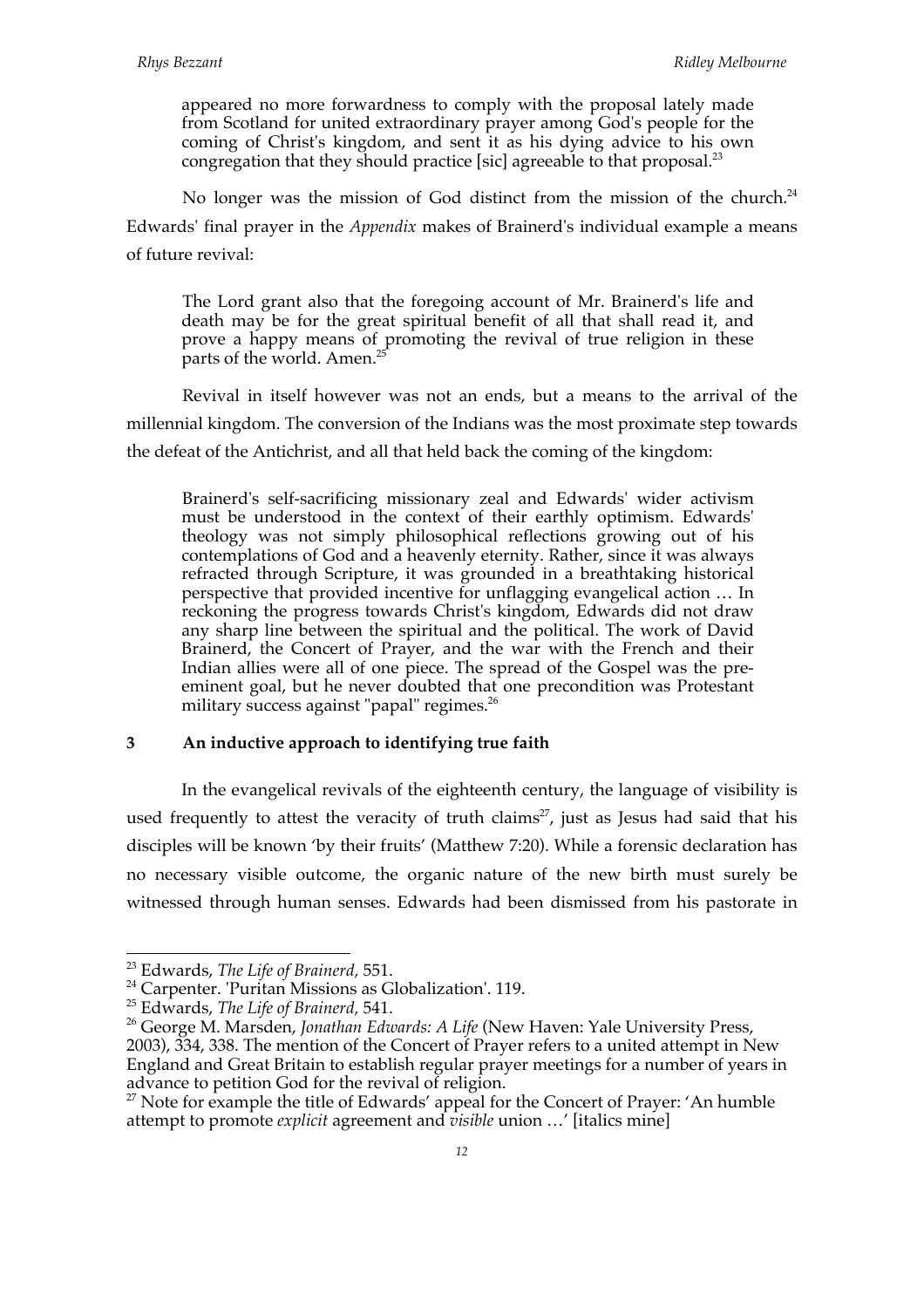> appeared no more forwardness to comply with the proposal lately made from Scotland for united extraordinary prayer among God's people for the coming of Christ's kingdom, and sent it as his dying advice to his own congregation that they should practice [sic] agreeable to that proposal.[23]

No longer was the mission of God distinct from the mission of the church.[24] Edwards' final prayer in the *Appendix* makes of Brainerd's individual example a means of future revival:

> The Lord grant also that the foregoing account of Mr. Brainerd's life and death may be for the great spiritual benefit of all that shall read it, and prove a happy means of promoting the revival of true religion in these parts of the world. Amen.[25]

Revival in itself however was not an ends, but a means to the arrival of the millennial kingdom. The conversion of the Indians was the most proximate step towards the defeat of the Antichrist, and all that held back the coming of the kingdom:

> Brainerd's self-sacrificing missionary zeal and Edwards' wider activism must be understood in the context of their earthly optimism. Edwards' theology was not simply philosophical reflections growing out of his contemplations of God and a heavenly eternity. Rather, since it was always refracted through Scripture, it was grounded in a breathtaking historical perspective that provided incentive for unflagging evangelical action … In reckoning the progress towards Christ's kingdom, Edwards did not draw any sharp line between the spiritual and the political. The work of David Brainerd, the Concert of Prayer, and the war with the French and their Indian allies were all of one piece. The spread of the Gospel was the pre-eminent goal, but he never doubted that one precondition was Protestant military success against "papal" regimes.[26]

### 3 An inductive approach to identifying true faith

In the evangelical revivals of the eighteenth century, the language of visibility is used frequently to attest the veracity of truth claims[27], just as Jesus had said that his disciples will be known 'by their fruits' (Matthew 7:20). While a forensic declaration has no necessary visible outcome, the organic nature of the new birth must surely be witnessed through human senses. Edwards had been dismissed from his pastorate in

---

[23] Edwards, *The Life of Brainerd*, 551.

[24] Carpenter. 'Puritan Missions as Globalization'. 119.

[25] Edwards, *The Life of Brainerd*, 541.

[26] George M. Marsden, *Jonathan Edwards: A Life* (New Haven: Yale University Press, 2003), 334, 338. The mention of the Concert of Prayer refers to a united attempt in New England and Great Britain to establish regular prayer meetings for a number of years in advance to petition God for the revival of religion.

[27] Note for example the title of Edwards' appeal for the Concert of Prayer: 'An humble attempt to promote *explicit* agreement and *visible* union …' [italics mine]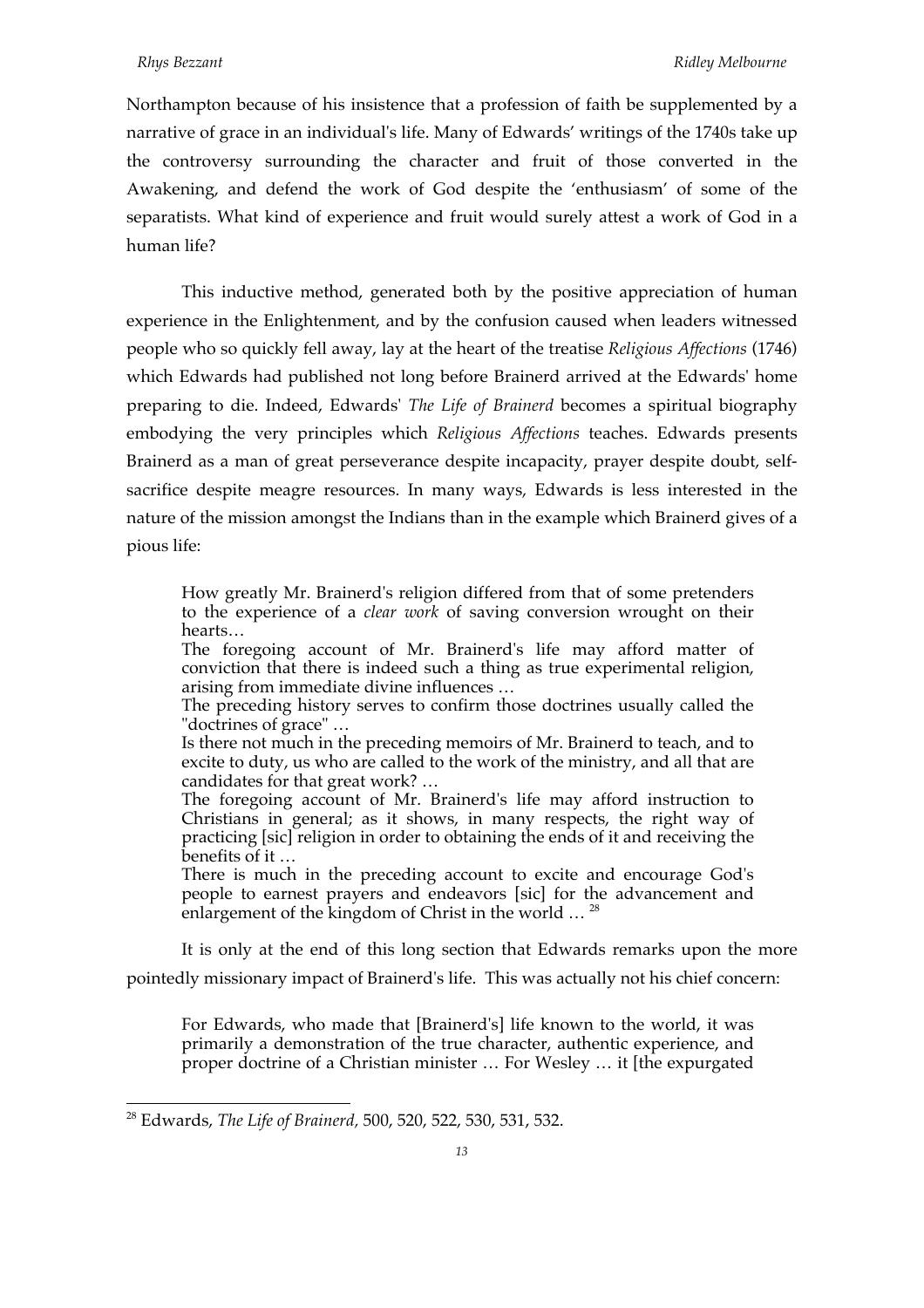Northampton because of his insistence that a profession of faith be supplemented by a narrative of grace in an individual's life. Many of Edwards' writings of the 1740s take up the controversy surrounding the character and fruit of those converted in the Awakening, and defend the work of God despite the 'enthusiasm' of some of the separatists. What kind of experience and fruit would surely attest a work of God in a human life?

This inductive method, generated both by the positive appreciation of human experience in the Enlightenment, and by the confusion caused when leaders witnessed people who so quickly fell away, lay at the heart of the treatise *Religious Affections* (1746) which Edwards had published not long before Brainerd arrived at the Edwards' home preparing to die. Indeed, Edwards' *The Life of Brainerd* becomes a spiritual biography embodying the very principles which *Religious Affections* teaches. Edwards presents Brainerd as a man of great perseverance despite incapacity, prayer despite doubt, self-sacrifice despite meagre resources. In many ways, Edwards is less interested in the nature of the mission amongst the Indians than in the example which Brainerd gives of a pious life:

> How greatly Mr. Brainerd's religion differed from that of some pretenders to the experience of a *clear work* of saving conversion wrought on their hearts…
> The foregoing account of Mr. Brainerd's life may afford matter of conviction that there is indeed such a thing as true experimental religion, arising from immediate divine influences …
> The preceding history serves to confirm those doctrines usually called the "doctrines of grace" …
> Is there not much in the preceding memoirs of Mr. Brainerd to teach, and to excite to duty, us who are called to the work of the ministry, and all that are candidates for that great work? …
> The foregoing account of Mr. Brainerd's life may afford instruction to Christians in general; as it shows, in many respects, the right way of practicing [sic] religion in order to obtaining the ends of it and receiving the benefits of it …
> There is much in the preceding account to excite and encourage God's people to earnest prayers and endeavors [sic] for the advancement and enlargement of the kingdom of Christ in the world … [28]

It is only at the end of this long section that Edwards remarks upon the more pointedly missionary impact of Brainerd's life. This was actually not his chief concern:

> For Edwards, who made that [Brainerd's] life known to the world, it was primarily a demonstration of the true character, authentic experience, and proper doctrine of a Christian minister … For Wesley … it [the expurgated

---

[28] Edwards, *The Life of Brainerd,* 500, 520, 522, 530, 531, 532.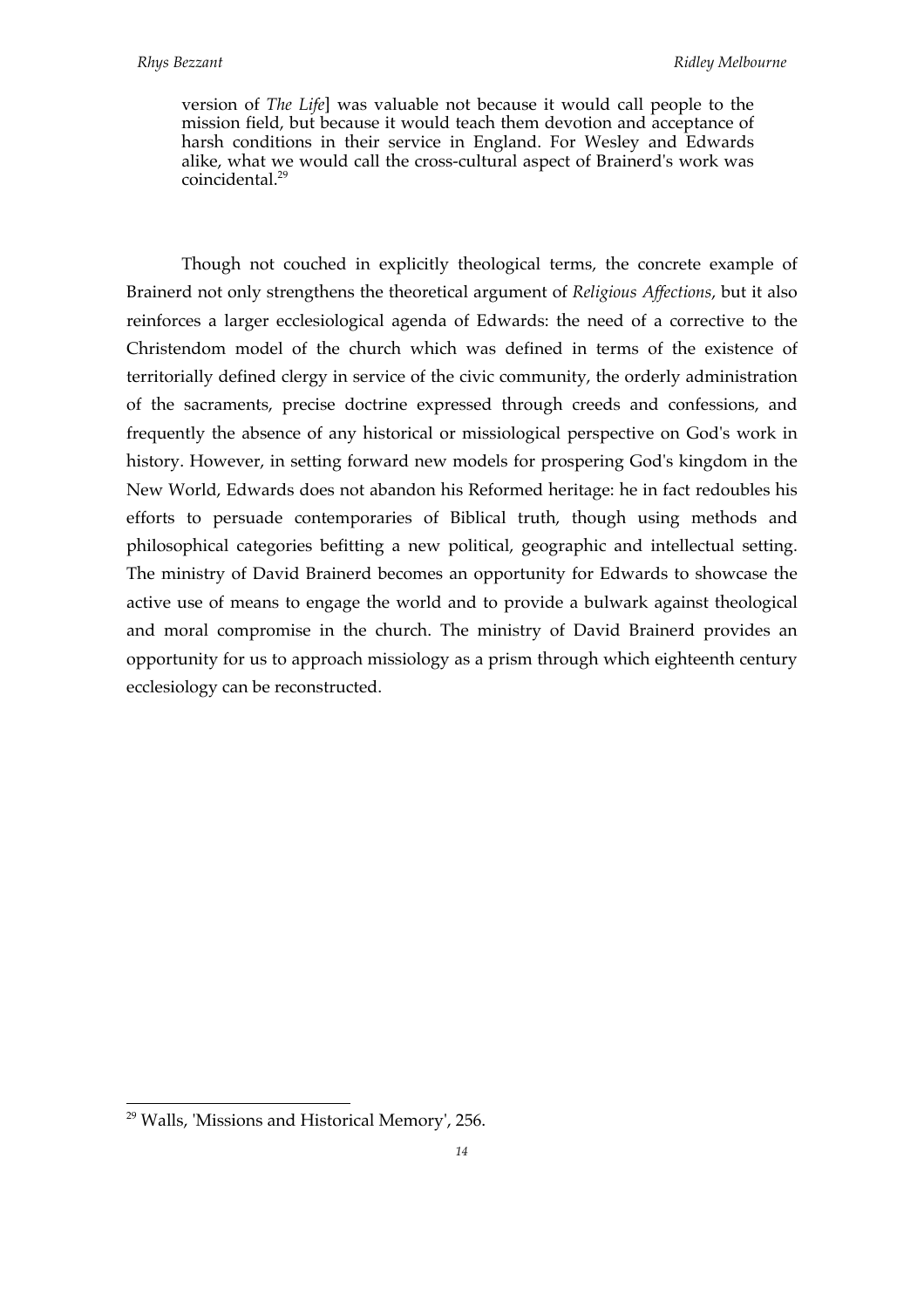> version of *The Life*] was valuable not because it would call people to the mission field, but because it would teach them devotion and acceptance of harsh conditions in their service in England. For Wesley and Edwards alike, what we would call the cross-cultural aspect of Brainerd's work was coincidental.[29]

Though not couched in explicitly theological terms, the concrete example of Brainerd not only strengthens the theoretical argument of *Religious Affections*, but it also reinforces a larger ecclesiological agenda of Edwards: the need of a corrective to the Christendom model of the church which was defined in terms of the existence of territorially defined clergy in service of the civic community, the orderly administration of the sacraments, precise doctrine expressed through creeds and confessions, and frequently the absence of any historical or missiological perspective on God's work in history. However, in setting forward new models for prospering God's kingdom in the New World, Edwards does not abandon his Reformed heritage: he in fact redoubles his efforts to persuade contemporaries of Biblical truth, though using methods and philosophical categories befitting a new political, geographic and intellectual setting. The ministry of David Brainerd becomes an opportunity for Edwards to showcase the active use of means to engage the world and to provide a bulwark against theological and moral compromise in the church. The ministry of David Brainerd provides an opportunity for us to approach missiology as a prism through which eighteenth century ecclesiology can be reconstructed.

---

[29] Walls, 'Missions and Historical Memory', 256.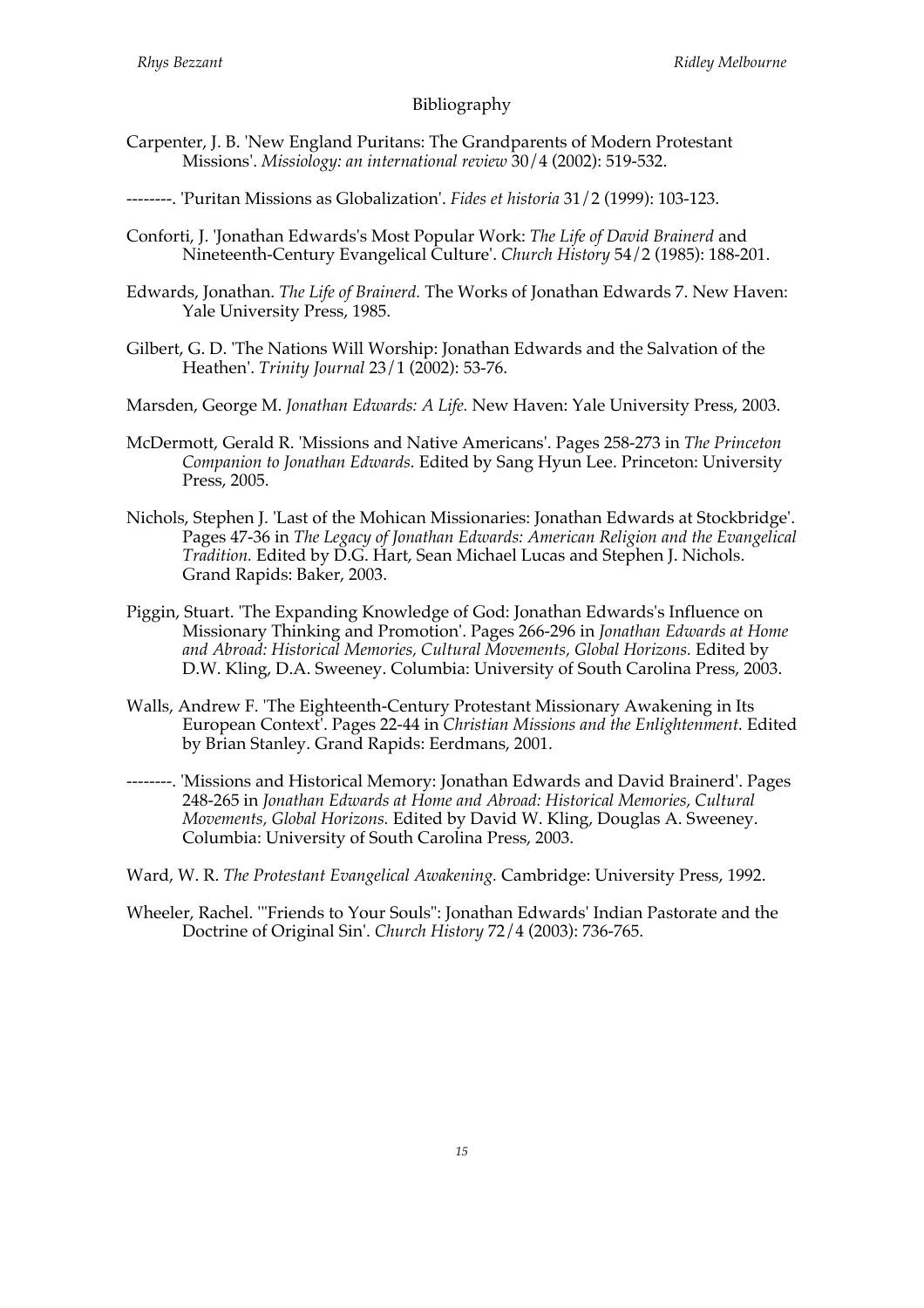## Bibliography

Carpenter, J. B. 'New England Puritans: The Grandparents of Modern Protestant Missions'. *Missiology: an international review* 30/4 (2002): 519-532.

--------. 'Puritan Missions as Globalization'. *Fides et historia* 31/2 (1999): 103-123.

Conforti, J. 'Jonathan Edwards's Most Popular Work: *The Life of David Brainerd* and Nineteenth-Century Evangelical Culture'. *Church History* 54/2 (1985): 188-201.

Edwards, Jonathan. *The Life of Brainerd.* The Works of Jonathan Edwards 7. New Haven: Yale University Press, 1985.

Gilbert, G. D. 'The Nations Will Worship: Jonathan Edwards and the Salvation of the Heathen'. *Trinity Journal* 23/1 (2002): 53-76.

Marsden, George M. *Jonathan Edwards: A Life.* New Haven: Yale University Press, 2003.

McDermott, Gerald R. 'Missions and Native Americans'. Pages 258-273 in *The Princeton Companion to Jonathan Edwards.* Edited by Sang Hyun Lee. Princeton: University Press, 2005.

Nichols, Stephen J. 'Last of the Mohican Missionaries: Jonathan Edwards at Stockbridge'. Pages 47-36 in *The Legacy of Jonathan Edwards: American Religion and the Evangelical Tradition.* Edited by D.G. Hart, Sean Michael Lucas and Stephen J. Nichols. Grand Rapids: Baker, 2003.

Piggin, Stuart. 'The Expanding Knowledge of God: Jonathan Edwards's Influence on Missionary Thinking and Promotion'. Pages 266-296 in *Jonathan Edwards at Home and Abroad: Historical Memories, Cultural Movements, Global Horizons.* Edited by D.W. Kling, D.A. Sweeney. Columbia: University of South Carolina Press, 2003.

Walls, Andrew F. 'The Eighteenth-Century Protestant Missionary Awakening in Its European Context'. Pages 22-44 in *Christian Missions and the Enlightenment.* Edited by Brian Stanley. Grand Rapids: Eerdmans, 2001.

--------. 'Missions and Historical Memory: Jonathan Edwards and David Brainerd'. Pages 248-265 in *Jonathan Edwards at Home and Abroad: Historical Memories, Cultural Movements, Global Horizons.* Edited by David W. Kling, Douglas A. Sweeney. Columbia: University of South Carolina Press, 2003.

Ward, W. R. *The Protestant Evangelical Awakening.* Cambridge: University Press, 1992.

Wheeler, Rachel. '"Friends to Your Souls": Jonathan Edwards' Indian Pastorate and the Doctrine of Original Sin'. *Church History* 72/4 (2003): 736-765.